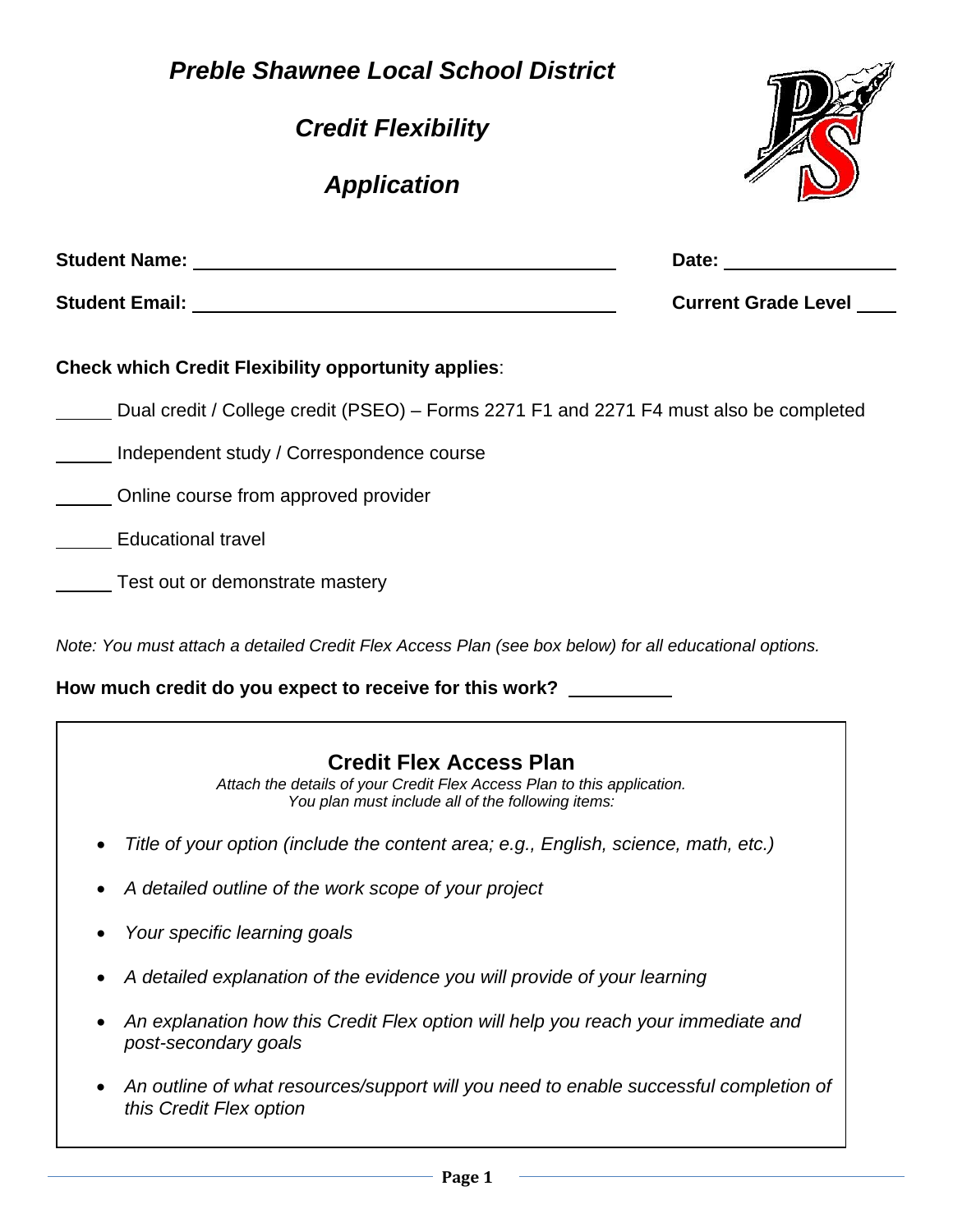# *Preble Shawnee Local School District*

## *Credit Flexibility*

## *Application*

**Student Name:** ________________________________________ **Date:** ________________

**Student Email:** ________________________________________ **Current Grade Level** ____

**Check which Credit Flexibility opportunity applies**:

______ Dual credit / College credit (PSEO) – Forms 2271 F1 and 2271 F4 must also be completed

______ Independent study / Correspondence course

______ Online course from approved provider

______ Educational travel

______ Test out or demonstrate mastery

*Note: You must attach a detailed Credit Flex Access Plan (see box below) for all educational options.*

**How much credit do you expect to receive for this work?** __________

### Credit Flex Access Plan

*Attach the details of your Credit Flex Access Plan to this application.*
*You plan must include all of the following items:*

- *Title of your option (include the content area; e.g., English, science, math, etc.)*
- *A detailed outline of the work scope of your project*
- *Your specific learning goals*
- *A detailed explanation of the evidence you will provide of your learning*
- *An explanation how this Credit Flex option will help you reach your immediate and post-secondary goals*
- *An outline of what resources/support will you need to enable successful completion of this Credit Flex option*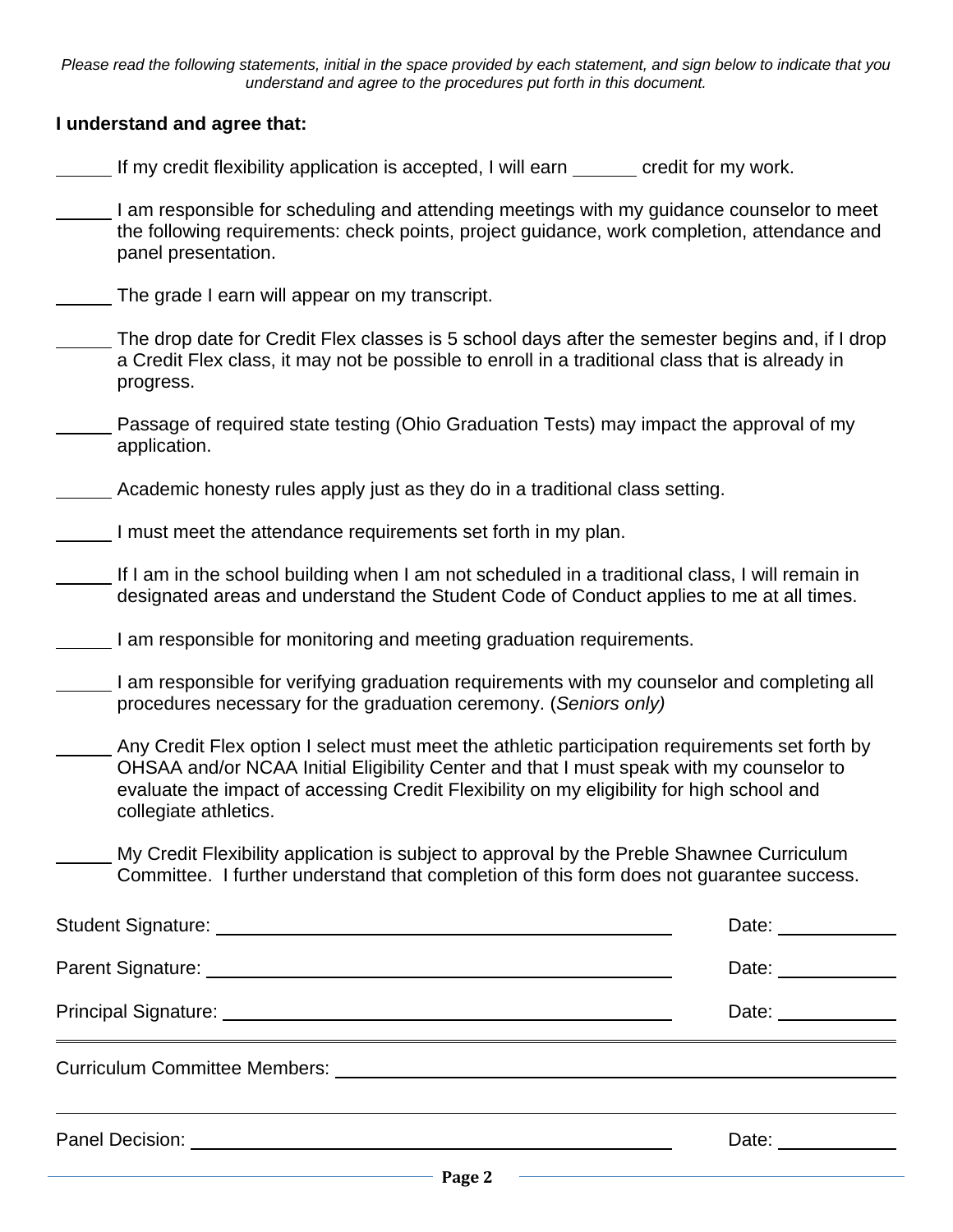*Please read the following statements, initial in the space provided by each statement, and sign below to indicate that you understand and agree to the procedures put forth in this document.*

**I understand and agree that:**

______ If my credit flexibility application is accepted, I will earn ______ credit for my work.

______ I am responsible for scheduling and attending meetings with my guidance counselor to meet the following requirements: check points, project guidance, work completion, attendance and panel presentation.

______ The grade I earn will appear on my transcript.

______ The drop date for Credit Flex classes is 5 school days after the semester begins and, if I drop a Credit Flex class, it may not be possible to enroll in a traditional class that is already in progress.

______ Passage of required state testing (Ohio Graduation Tests) may impact the approval of my application.

______ Academic honesty rules apply just as they do in a traditional class setting.

______ I must meet the attendance requirements set forth in my plan.

______ If I am in the school building when I am not scheduled in a traditional class, I will remain in designated areas and understand the Student Code of Conduct applies to me at all times.

______ I am responsible for monitoring and meeting graduation requirements.

______ I am responsible for verifying graduation requirements with my counselor and completing all procedures necessary for the graduation ceremony. (*Seniors only)*

______ Any Credit Flex option I select must meet the athletic participation requirements set forth by OHSAA and/or NCAA Initial Eligibility Center and that I must speak with my counselor to evaluate the impact of accessing Credit Flexibility on my eligibility for high school and collegiate athletics.

______ My Credit Flexibility application is subject to approval by the Preble Shawnee Curriculum Committee. I further understand that completion of this form does not guarantee success.

Student Signature: ______________________________ Date: __________

Parent Signature: ______________________________ Date: __________

Principal Signature: ______________________________ Date: __________

Curriculum Committee Members: ______________________________

______________________________

Panel Decision: ______________________________ Date: __________